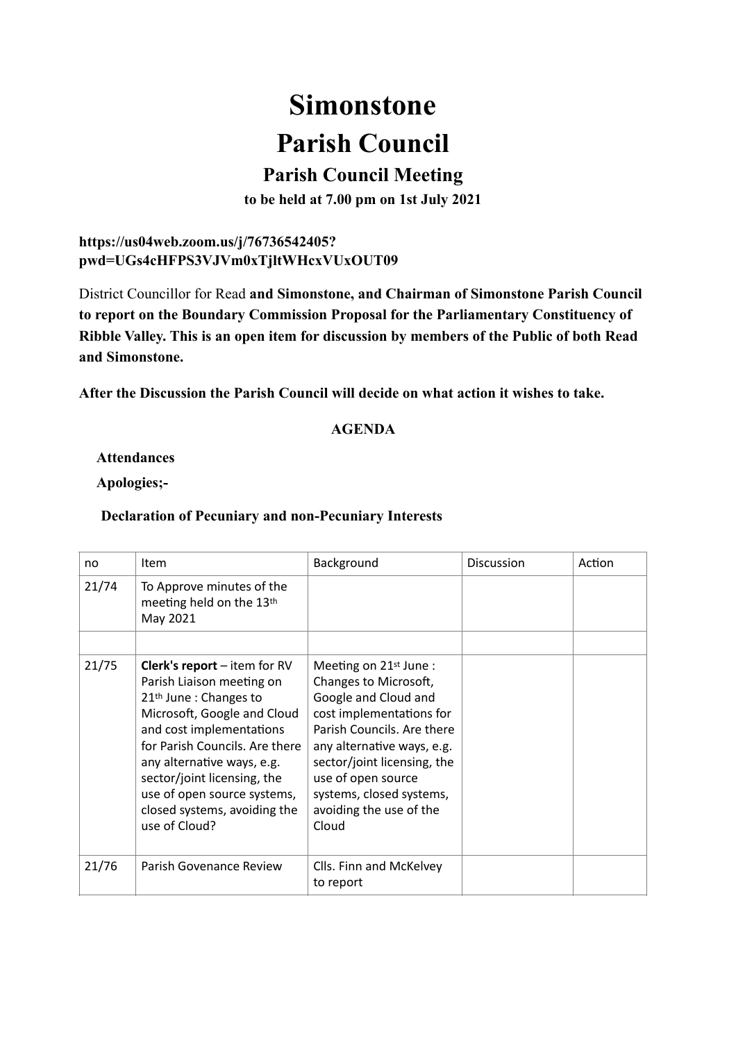# Simonstone

# Parish Council

## Parish Council Meeting

**to be held at 7.00 pm on 1st July 2021**

**https://us04web.zoom.us/j/76736542405?pwd=UGs4cHFPS3VJVm0xTjltWHcxVUxOUT09**

District Councillor for Read **and Simonstone, and Chairman of Simonstone Parish Council to report on the Boundary Commission Proposal for the Parliamentary Constituency of Ribble Valley. This is an open item for discussion by members of the Public of both Read and Simonstone.**

**After the Discussion the Parish Council will decide on what action it wishes to take.**

**AGENDA**

**Attendances**

**Apologies;-**

**Declaration of Pecuniary and non-Pecuniary Interests**

| no | Item | Background | Discussion | Action |
|---|---|---|---|---|
| 21/74 | To Approve minutes of the meeting held on the 13th May 2021 | | | |
| | | | | |
| 21/75 | **Clerk's report** – item for RV Parish Liaison meeting on 21th June : Changes to Microsoft, Google and Cloud and cost implementations for Parish Councils. Are there any alternative ways, e.g. sector/joint licensing, the use of open source systems, closed systems, avoiding the use of Cloud? | Meeting on 21st June : Changes to Microsoft, Google and Cloud and cost implementations for Parish Councils. Are there any alternative ways, e.g. sector/joint licensing, the use of open source systems, closed systems, avoiding the use of the Cloud | | |
| 21/76 | Parish Govenance Review | Clls. Finn and McKelvey to report | | |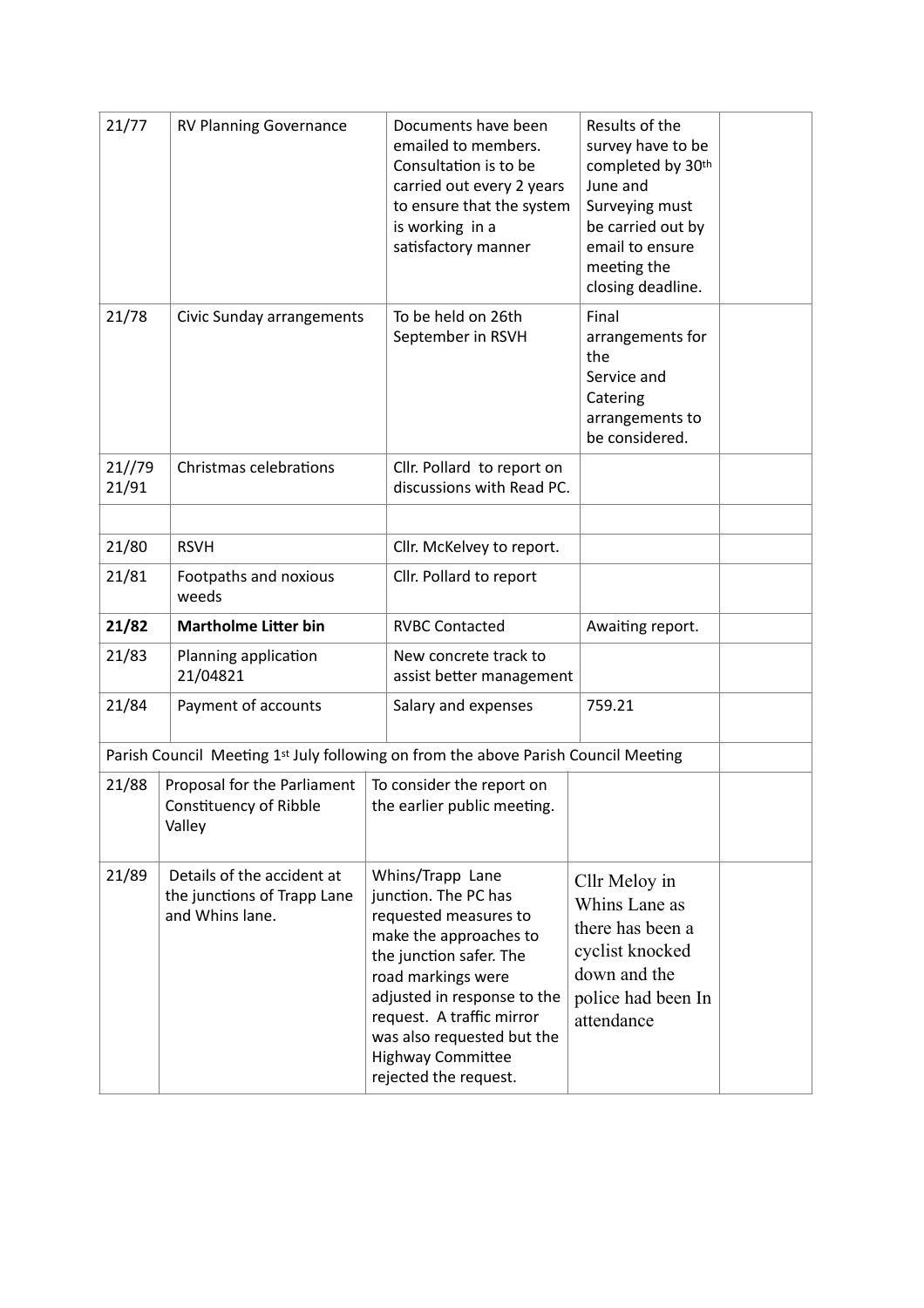| | | | | |
|---|---|---|---|---|
| 21/77 | RV Planning Governance | Documents have been emailed to members. Consultation is to be carried out every 2 years to ensure that the system is working in a satisfactory manner | Results of the survey have to be completed by 30th June and Surveying must be carried out by email to ensure meeting the closing deadline. | |
| 21/78 | Civic Sunday arrangements | To be held on 26th September in RSVH | Final arrangements for the Service and Catering arrangements to be considered. | |
| 21//79 21/91 | Christmas celebrations | Cllr. Pollard to report on discussions with Read PC. | | |
| | | | | |
| 21/80 | RSVH | Cllr. McKelvey to report. | | |
| 21/81 | Footpaths and noxious weeds | Cllr. Pollard to report | | |
| **21/82** | **Martholme Litter bin** | RVBC Contacted | Awaiting report. | |
| 21/83 | Planning application 21/04821 | New concrete track to assist better management | | |
| 21/84 | Payment of accounts | Salary and expenses | 759.21 | |
| Parish Council Meeting 1st July following on from the above Parish Council Meeting | | | | |
| 21/88 | Proposal for the Parliament Constituency of Ribble Valley | To consider the report on the earlier public meeting. | | |
| 21/89 | Details of the accident at the junctions of Trapp Lane and Whins lane. | Whins/Trapp Lane junction. The PC has requested measures to make the approaches to the junction safer. The road markings were adjusted in response to the request. A traffic mirror was also requested but the Highway Committee rejected the request. | Cllr Meloy in Whins Lane as there has been a cyclist knocked down and the police had been In attendance | |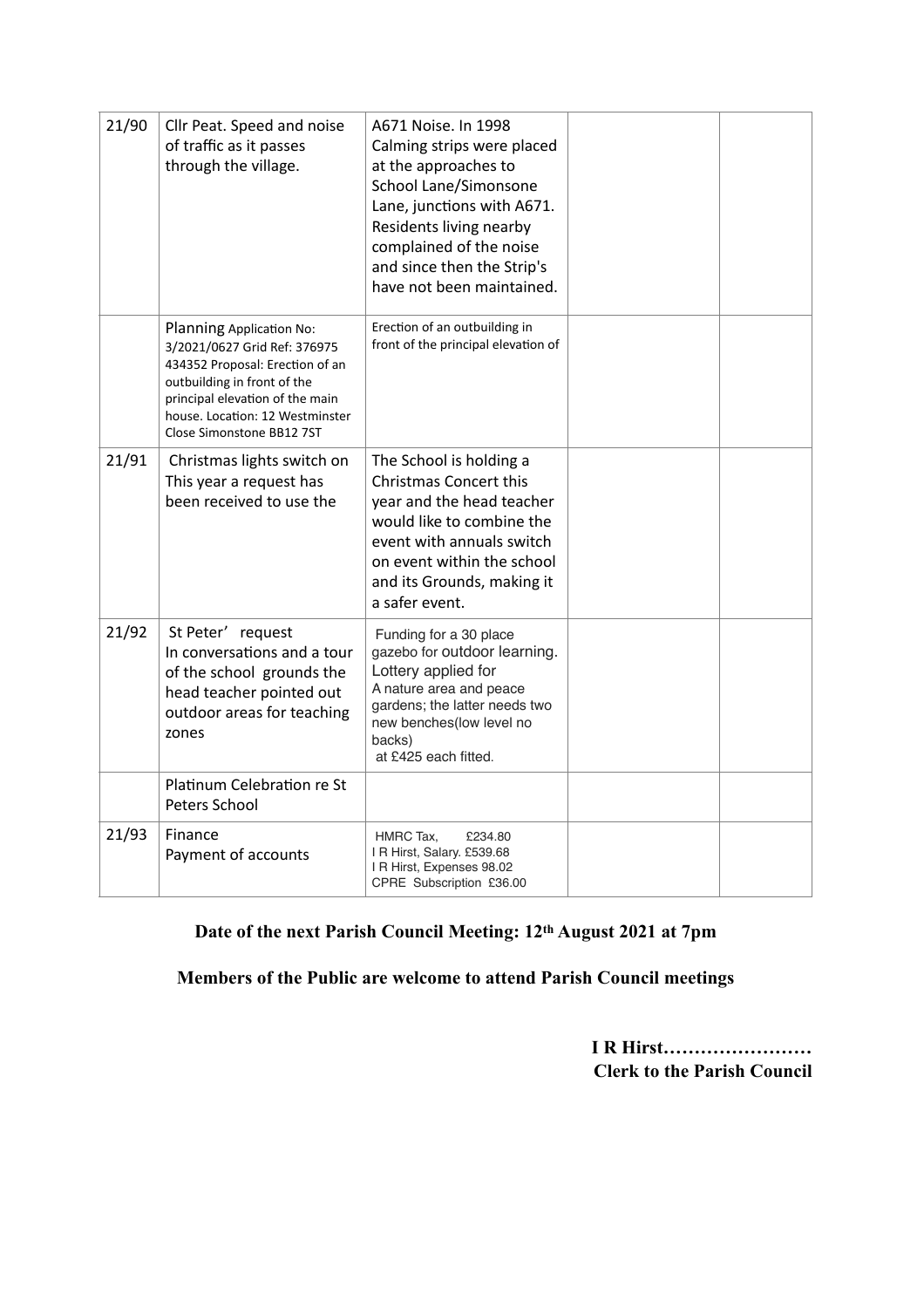| 21/90 | Cllr Peat. Speed and noise of traffic as it passes through the village. | A671 Noise. In 1998 Calming strips were placed at the approaches to School Lane/Simonsone Lane, junctions with A671. Residents living nearby complained of the noise and since then the Strip's have not been maintained. | | |
|---|---|---|---|---|
| | Planning Application No: 3/2021/0627 Grid Ref: 376975 434352 Proposal: Erection of an outbuilding in front of the principal elevation of the main house. Location: 12 Westminster Close Simonstone BB12 7ST | Erection of an outbuilding in front of the principal elevation of | | |
| 21/91 | Christmas lights switch on This year a request has been received to use the | The School is holding a Christmas Concert this year and the head teacher would like to combine the event with annuals switch on event within the school and its Grounds, making it a safer event. | | |
| 21/92 | St Peter' request In conversations and a tour of the school grounds the head teacher pointed out outdoor areas for teaching zones | Funding for a 30 place gazebo for outdoor learning. Lottery applied for A nature area and peace gardens; the latter needs two new benches(low level no backs) at £425 each fitted. | | |
| | Platinum Celebration re St Peters School | | | |
| 21/93 | Finance Payment of accounts | HMRC Tax, £234.80 I R Hirst, Salary. £539.68 I R Hirst, Expenses 98.02 CPRE Subscription £36.00 | | |

**Date of the next Parish Council Meeting: 12th August 2021 at 7pm**

**Members of the Public are welcome to attend Parish Council meetings**

**I R Hirst……………………**
**Clerk to the Parish Council**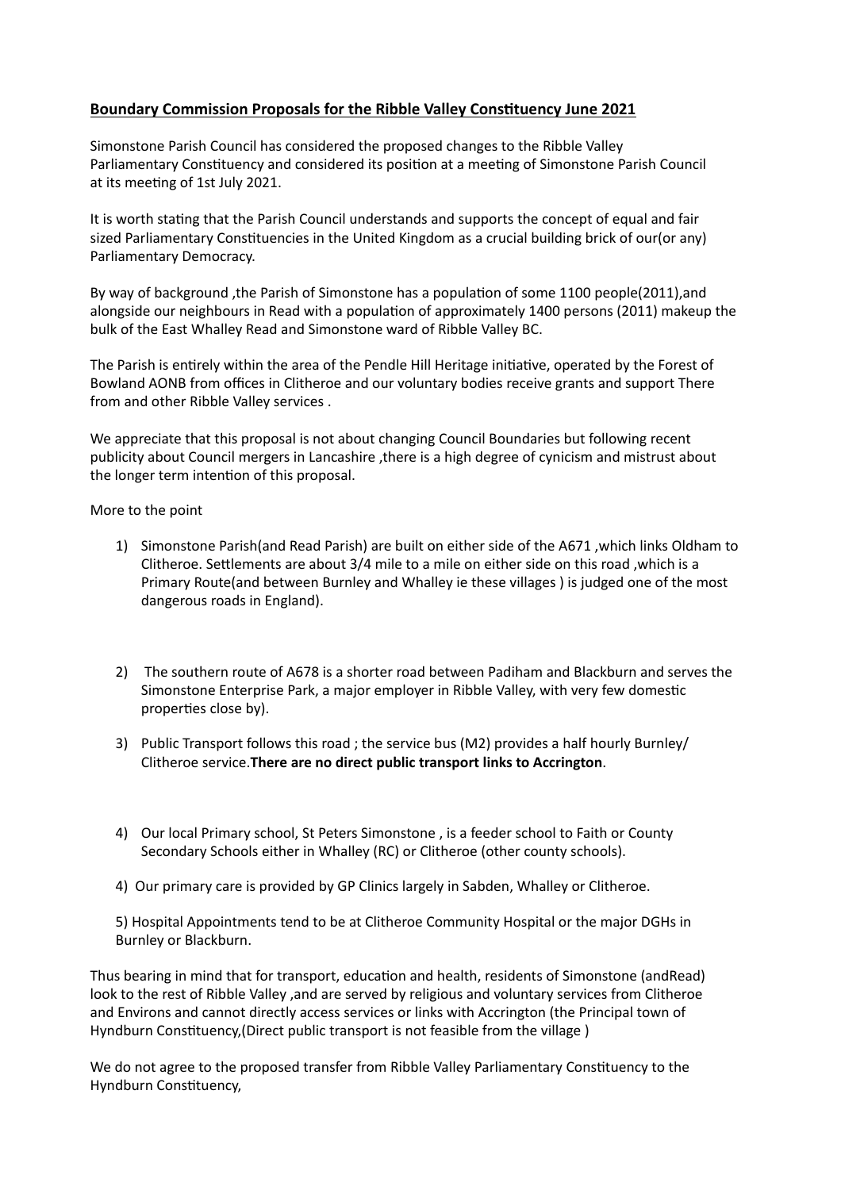**Boundary Commission Proposals for the Ribble Valley Constituency June 2021**

Simonstone Parish Council has considered the proposed changes to the Ribble Valley Parliamentary Constituency and considered its position at a meeting of Simonstone Parish Council at its meeting of 1st July 2021.

It is worth stating that the Parish Council understands and supports the concept of equal and fair sized Parliamentary Constituencies in the United Kingdom as a crucial building brick of our(or any) Parliamentary Democracy.

By way of background ,the Parish of Simonstone has a population of some 1100 people(2011),and alongside our neighbours in Read with a population of approximately 1400 persons (2011) makeup the bulk of the East Whalley Read and Simonstone ward of Ribble Valley BC.

The Parish is entirely within the area of the Pendle Hill Heritage initiative, operated by the Forest of Bowland AONB from offices in Clitheroe and our voluntary bodies receive grants and support There from and other Ribble Valley services .

We appreciate that this proposal is not about changing Council Boundaries but following recent publicity about Council mergers in Lancashire ,there is a high degree of cynicism and mistrust about the longer term intention of this proposal.

More to the point

1) Simonstone Parish(and Read Parish) are built on either side of the A671 ,which links Oldham to Clitheroe. Settlements are about 3/4 mile to a mile on either side on this road ,which is a Primary Route(and between Burnley and Whalley ie these villages ) is judged one of the most dangerous roads in England).

2) The southern route of A678 is a shorter road between Padiham and Blackburn and serves the Simonstone Enterprise Park, a major employer in Ribble Valley, with very few domestic properties close by).

3) Public Transport follows this road ; the service bus (M2) provides a half hourly Burnley/ Clitheroe service.**There are no direct public transport links to Accrington**.

4) Our local Primary school, St Peters Simonstone , is a feeder school to Faith or County Secondary Schools either in Whalley (RC) or Clitheroe (other county schools).

4) Our primary care is provided by GP Clinics largely in Sabden, Whalley or Clitheroe.

5) Hospital Appointments tend to be at Clitheroe Community Hospital or the major DGHs in Burnley or Blackburn.

Thus bearing in mind that for transport, education and health, residents of Simonstone (andRead) look to the rest of Ribble Valley ,and are served by religious and voluntary services from Clitheroe and Environs and cannot directly access services or links with Accrington (the Principal town of Hyndburn Constituency,(Direct public transport is not feasible from the village )

We do not agree to the proposed transfer from Ribble Valley Parliamentary Constituency to the Hyndburn Constituency,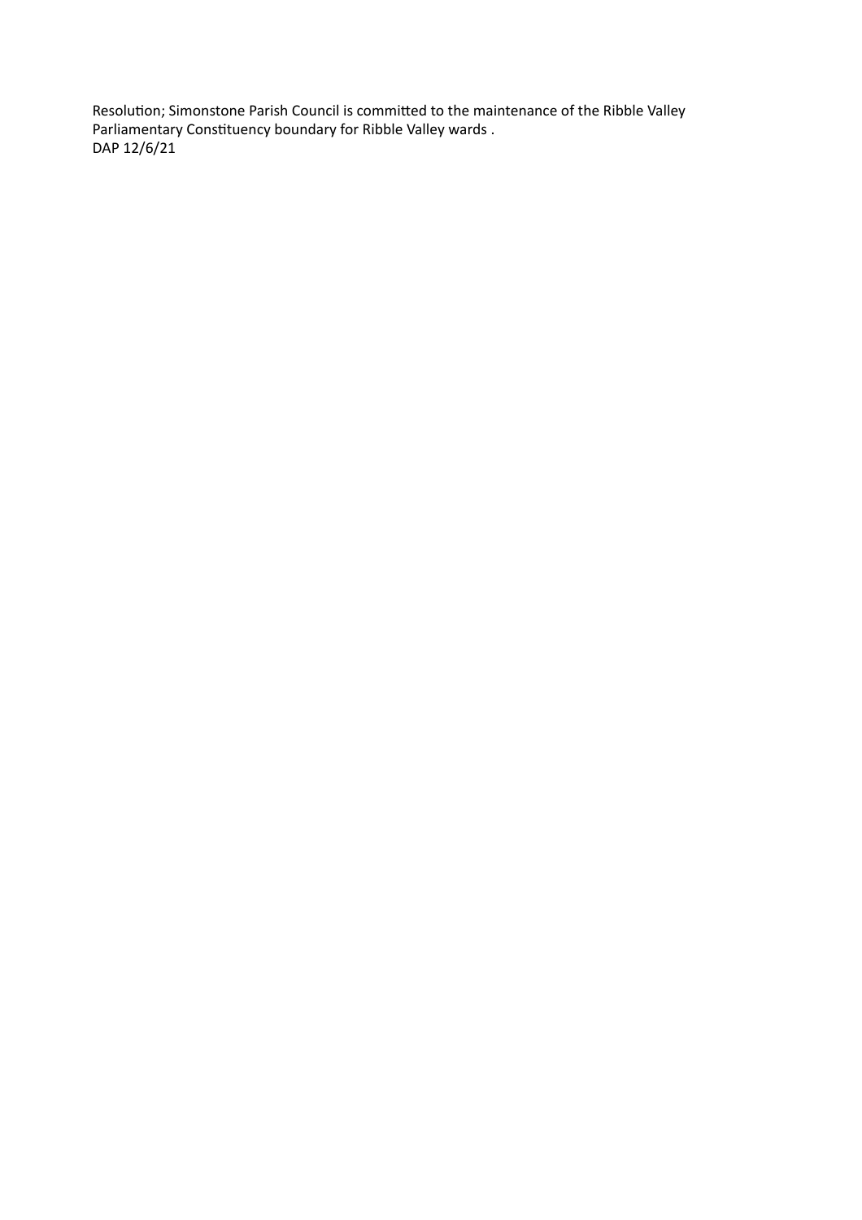Resolution; Simonstone Parish Council is committed to the maintenance of the Ribble Valley Parliamentary Constituency boundary for Ribble Valley wards .
DAP 12/6/21